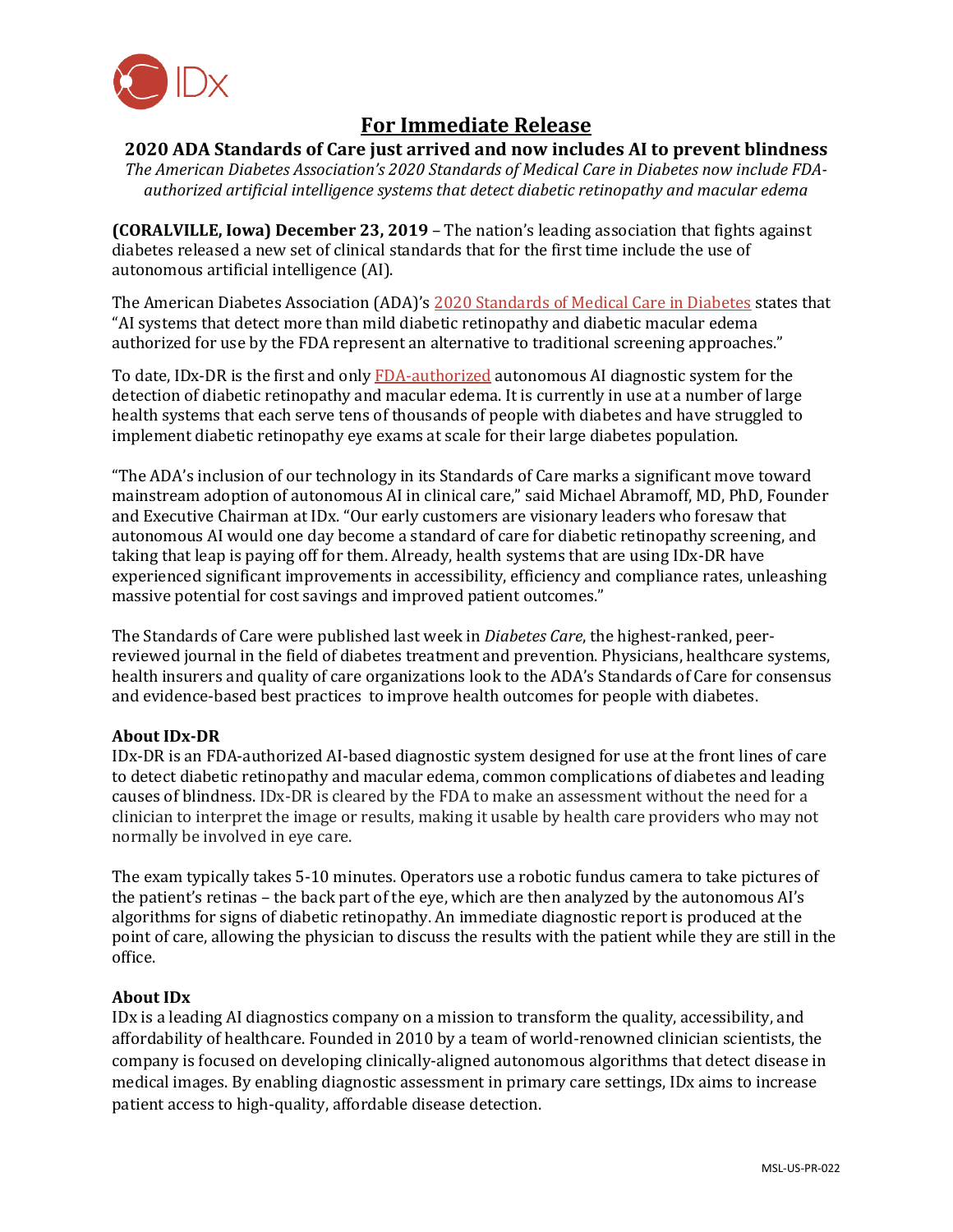IDx

# For Immediate Release

## 2020 ADA Standards of Care just arrived and now includes AI to prevent blindness

*The American Diabetes Association's 2020 Standards of Medical Care in Diabetes now include FDA-authorized artificial intelligence systems that detect diabetic retinopathy and macular edema*

**(CORALVILLE, Iowa) December 23, 2019** – The nation's leading association that fights against diabetes released a new set of clinical standards that for the first time include the use of autonomous artificial intelligence (AI).

The American Diabetes Association (ADA)'s 2020 Standards of Medical Care in Diabetes states that "AI systems that detect more than mild diabetic retinopathy and diabetic macular edema authorized for use by the FDA represent an alternative to traditional screening approaches."

To date, IDx-DR is the first and only FDA-authorized autonomous AI diagnostic system for the detection of diabetic retinopathy and macular edema. It is currently in use at a number of large health systems that each serve tens of thousands of people with diabetes and have struggled to implement diabetic retinopathy eye exams at scale for their large diabetes population.

"The ADA's inclusion of our technology in its Standards of Care marks a significant move toward mainstream adoption of autonomous AI in clinical care," said Michael Abramoff, MD, PhD, Founder and Executive Chairman at IDx. "Our early customers are visionary leaders who foresaw that autonomous AI would one day become a standard of care for diabetic retinopathy screening, and taking that leap is paying off for them. Already, health systems that are using IDx-DR have experienced significant improvements in accessibility, efficiency and compliance rates, unleashing massive potential for cost savings and improved patient outcomes."

The Standards of Care were published last week in *Diabetes Care*, the highest-ranked, peer-reviewed journal in the field of diabetes treatment and prevention. Physicians, healthcare systems, health insurers and quality of care organizations look to the ADA's Standards of Care for consensus and evidence-based best practices to improve health outcomes for people with diabetes.

**About IDx-DR**

IDx-DR is an FDA-authorized AI-based diagnostic system designed for use at the front lines of care to detect diabetic retinopathy and macular edema, common complications of diabetes and leading causes of blindness. IDx-DR is cleared by the FDA to make an assessment without the need for a clinician to interpret the image or results, making it usable by health care providers who may not normally be involved in eye care.

The exam typically takes 5-10 minutes. Operators use a robotic fundus camera to take pictures of the patient's retinas – the back part of the eye, which are then analyzed by the autonomous AI's algorithms for signs of diabetic retinopathy. An immediate diagnostic report is produced at the point of care, allowing the physician to discuss the results with the patient while they are still in the office.

**About IDx**

IDx is a leading AI diagnostics company on a mission to transform the quality, accessibility, and affordability of healthcare. Founded in 2010 by a team of world-renowned clinician scientists, the company is focused on developing clinically-aligned autonomous algorithms that detect disease in medical images. By enabling diagnostic assessment in primary care settings, IDx aims to increase patient access to high-quality, affordable disease detection.

MSL-US-PR-022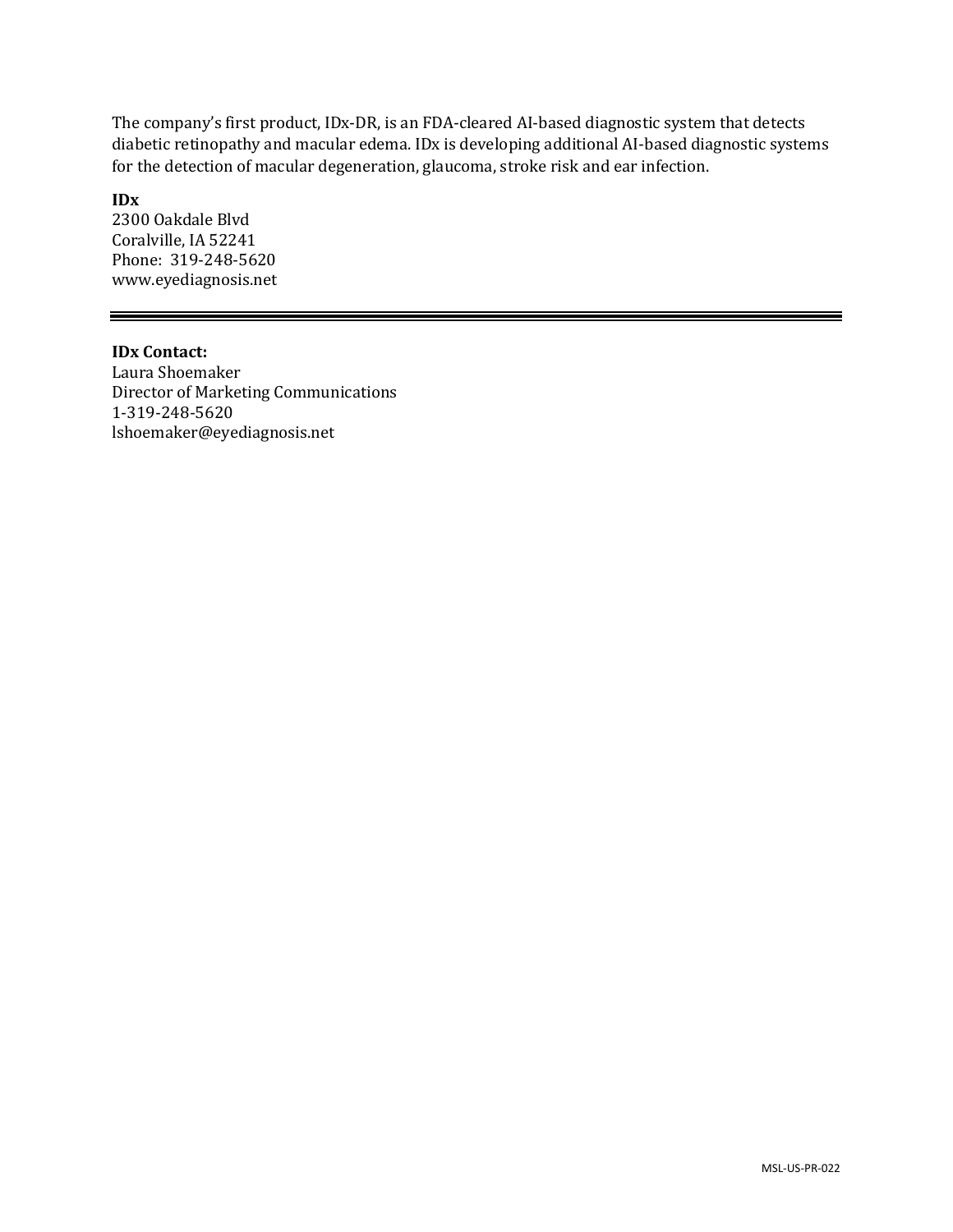The company's first product, IDx-DR, is an FDA-cleared AI-based diagnostic system that detects diabetic retinopathy and macular edema. IDx is developing additional AI-based diagnostic systems for the detection of macular degeneration, glaucoma, stroke risk and ear infection.

**IDx**
2300 Oakdale Blvd
Coralville, IA 52241
Phone: 319-248-5620
www.eyediagnosis.net

---

**IDx Contact:**
Laura Shoemaker
Director of Marketing Communications
1-319-248-5620
lshoemaker@eyediagnosis.net

MSL-US-PR-022